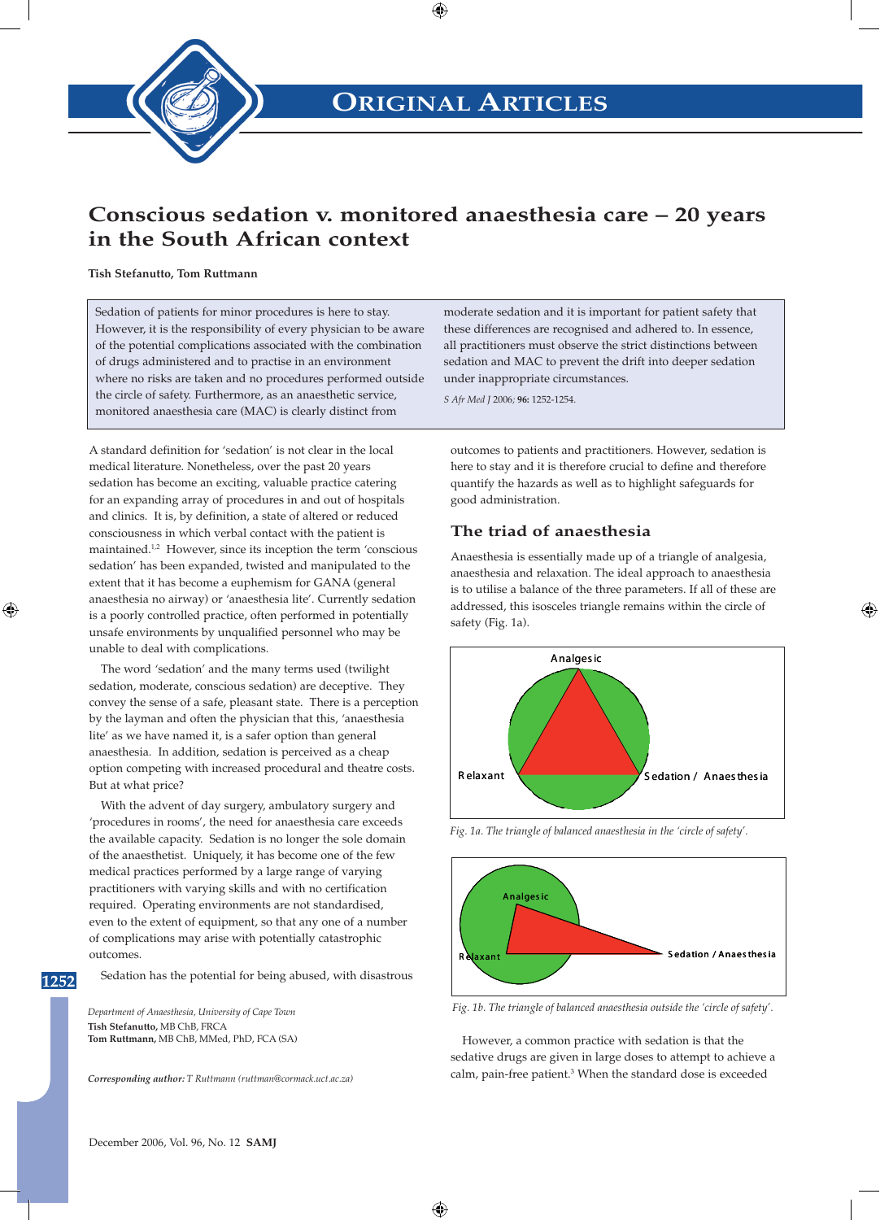# Conscious sedation v. monitored anaesthesia care – 20 years in the South African context

**Tish Stefanutto, Tom Ruttmann**

Sedation of patients for minor procedures is here to stay. However, it is the responsibility of every physician to be aware of the potential complications associated with the combination of drugs administered and to practise in an environment where no risks are taken and no procedures performed outside the circle of safety. Furthermore, as an anaesthetic service, monitored anaesthesia care (MAC) is clearly distinct from moderate sedation and it is important for patient safety that these differences are recognised and adhered to. In essence, all practitioners must observe the strict distinctions between sedation and MAC to prevent the drift into deeper sedation under inappropriate circumstances.

*S Afr Med J* 2006; **96:** 1252-1254.

A standard definition for 'sedation' is not clear in the local medical literature. Nonetheless, over the past 20 years sedation has become an exciting, valuable practice catering for an expanding array of procedures in and out of hospitals and clinics. It is, by definition, a state of altered or reduced consciousness in which verbal contact with the patient is maintained.[1,2] However, since its inception the term 'conscious sedation' has been expanded, twisted and manipulated to the extent that it has become a euphemism for GANA (general anaesthesia no airway) or 'anaesthesia lite'. Currently sedation is a poorly controlled practice, often performed in potentially unsafe environments by unqualified personnel who may be unable to deal with complications.

The word 'sedation' and the many terms used (twilight sedation, moderate, conscious sedation) are deceptive. They convey the sense of a safe, pleasant state. There is a perception by the layman and often the physician that this, 'anaesthesia lite' as we have named it, is a safer option than general anaesthesia. In addition, sedation is perceived as a cheap option competing with increased procedural and theatre costs. But at what price?

With the advent of day surgery, ambulatory surgery and 'procedures in rooms', the need for anaesthesia care exceeds the available capacity. Sedation is no longer the sole domain of the anaesthetist. Uniquely, it has become one of the few medical practices performed by a large range of varying practitioners with varying skills and with no certification required. Operating environments are not standardised, even to the extent of equipment, so that any one of a number of complications may arise with potentially catastrophic outcomes.

Sedation has the potential for being abused, with disastrous outcomes to patients and practitioners. However, sedation is here to stay and it is therefore crucial to define and therefore quantify the hazards as well as to highlight safeguards for good administration.

## The triad of anaesthesia

Anaesthesia is essentially made up of a triangle of analgesia, anaesthesia and relaxation. The ideal approach to anaesthesia is to utilise a balance of the three parameters. If all of these are addressed, this isosceles triangle remains within the circle of safety (Fig. 1a).

Analgesic

Relaxant

Sedation / Anaesthesia

*Fig. 1a. The triangle of balanced anaesthesia in the 'circle of safety'.*

Analgesic

Relaxant

Sedation / Anaesthesia

*Fig. 1b. The triangle of balanced anaesthesia outside the 'circle of safety'.*

However, a common practice with sedation is that the sedative drugs are given in large doses to attempt to achieve a calm, pain-free patient.[3] When the standard dose is exceeded

*Department of Anaesthesia, University of Cape Town*  
**Tish Stefanutto,** MB ChB, FRCA  
**Tom Ruttmann,** MB ChB, MMed, PhD, FCA (SA)

***Corresponding author:*** *T Ruttmann (ruttman@cormack.uct.ac.za)*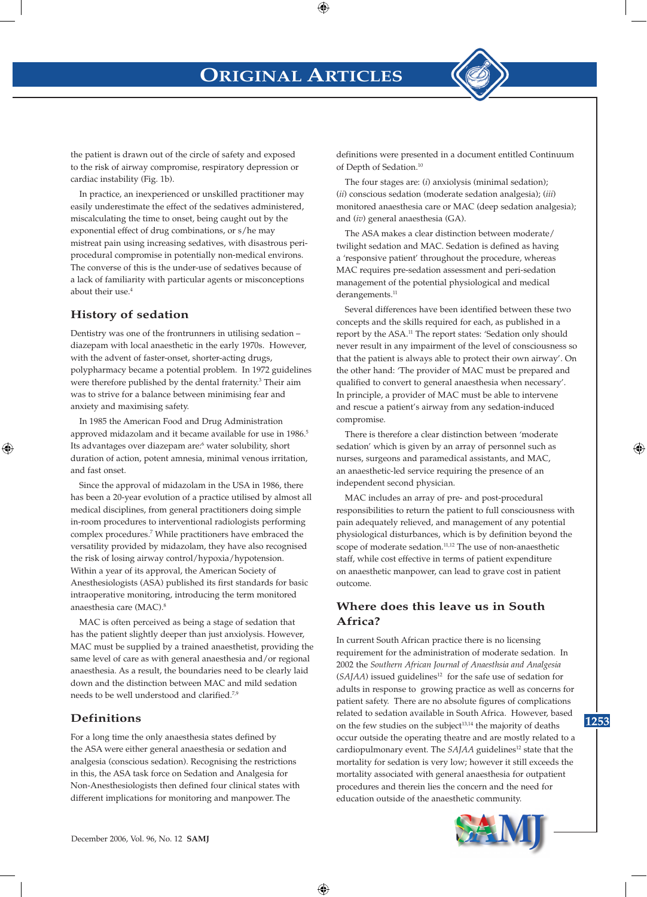the patient is drawn out of the circle of safety and exposed to the risk of airway compromise, respiratory depression or cardiac instability (Fig. 1b).

In practice, an inexperienced or unskilled practitioner may easily underestimate the effect of the sedatives administered, miscalculating the time to onset, being caught out by the exponential effect of drug combinations, or s/he may mistreat pain using increasing sedatives, with disastrous peri-procedural compromise in potentially non-medical environs. The converse of this is the under-use of sedatives because of a lack of familiarity with particular agents or misconceptions about their use.[4]

## History of sedation

Dentistry was one of the frontrunners in utilising sedation – diazepam with local anaesthetic in the early 1970s. However, with the advent of faster-onset, shorter-acting drugs, polypharmacy became a potential problem. In 1972 guidelines were therefore published by the dental fraternity.[3] Their aim was to strive for a balance between minimising fear and anxiety and maximising safety.

In 1985 the American Food and Drug Administration approved midazolam and it became available for use in 1986.[5] Its advantages over diazepam are:[6] water solubility, short duration of action, potent amnesia, minimal venous irritation, and fast onset.

Since the approval of midazolam in the USA in 1986, there has been a 20-year evolution of a practice utilised by almost all medical disciplines, from general practitioners doing simple in-room procedures to interventional radiologists performing complex procedures.[7] While practitioners have embraced the versatility provided by midazolam, they have also recognised the risk of losing airway control/hypoxia/hypotension. Within a year of its approval, the American Society of Anesthesiologists (ASA) published its first standards for basic intraoperative monitoring, introducing the term monitored anaesthesia care (MAC).[8]

MAC is often perceived as being a stage of sedation that has the patient slightly deeper than just anxiolysis. However, MAC must be supplied by a trained anaesthetist, providing the same level of care as with general anaesthesia and/or regional anaesthesia. As a result, the boundaries need to be clearly laid down and the distinction between MAC and mild sedation needs to be well understood and clarified.[7,9]

## Definitions

For a long time the only anaesthesia states defined by the ASA were either general anaesthesia or sedation and analgesia (conscious sedation). Recognising the restrictions in this, the ASA task force on Sedation and Analgesia for Non-Anesthesiologists then defined four clinical states with different implications for monitoring and manpower. The definitions were presented in a document entitled Continuum of Depth of Sedation.[10]

The four stages are: (*i*) anxiolysis (minimal sedation); (*ii*) conscious sedation (moderate sedation analgesia); (*iii*) monitored anaesthesia care or MAC (deep sedation analgesia); and (*iv*) general anaesthesia (GA).

The ASA makes a clear distinction between moderate/twilight sedation and MAC. Sedation is defined as having a 'responsive patient' throughout the procedure, whereas MAC requires pre-sedation assessment and peri-sedation management of the potential physiological and medical derangements.[11]

Several differences have been identified between these two concepts and the skills required for each, as published in a report by the ASA.[11] The report states: 'Sedation only should never result in any impairment of the level of consciousness so that the patient is always able to protect their own airway'. On the other hand: 'The provider of MAC must be prepared and qualified to convert to general anaesthesia when necessary'. In principle, a provider of MAC must be able to intervene and rescue a patient's airway from any sedation-induced compromise.

There is therefore a clear distinction between 'moderate sedation' which is given by an array of personnel such as nurses, surgeons and paramedical assistants, and MAC, an anaesthetic-led service requiring the presence of an independent second physician.

MAC includes an array of pre- and post-procedural responsibilities to return the patient to full consciousness with pain adequately relieved, and management of any potential physiological disturbances, which is by definition beyond the scope of moderate sedation.[11,12] The use of non-anaesthetic staff, while cost effective in terms of patient expenditure on anaesthetic manpower, can lead to grave cost in patient outcome.

## Where does this leave us in South Africa?

In current South African practice there is no licensing requirement for the administration of moderate sedation. In 2002 the *Southern African Journal of Anaesthsia and Analgesia* (*SAJAA*) issued guidelines[12] for the safe use of sedation for adults in response to growing practice as well as concerns for patient safety. There are no absolute figures of complications related to sedation available in South Africa. However, based on the few studies on the subject[13,14] the majority of deaths occur outside the operating theatre and are mostly related to a cardiopulmonary event. The *SAJAA* guidelines[12] state that the mortality for sedation is very low; however it still exceeds the mortality associated with general anaesthesia for outpatient procedures and therein lies the concern and the need for education outside of the anaesthetic community.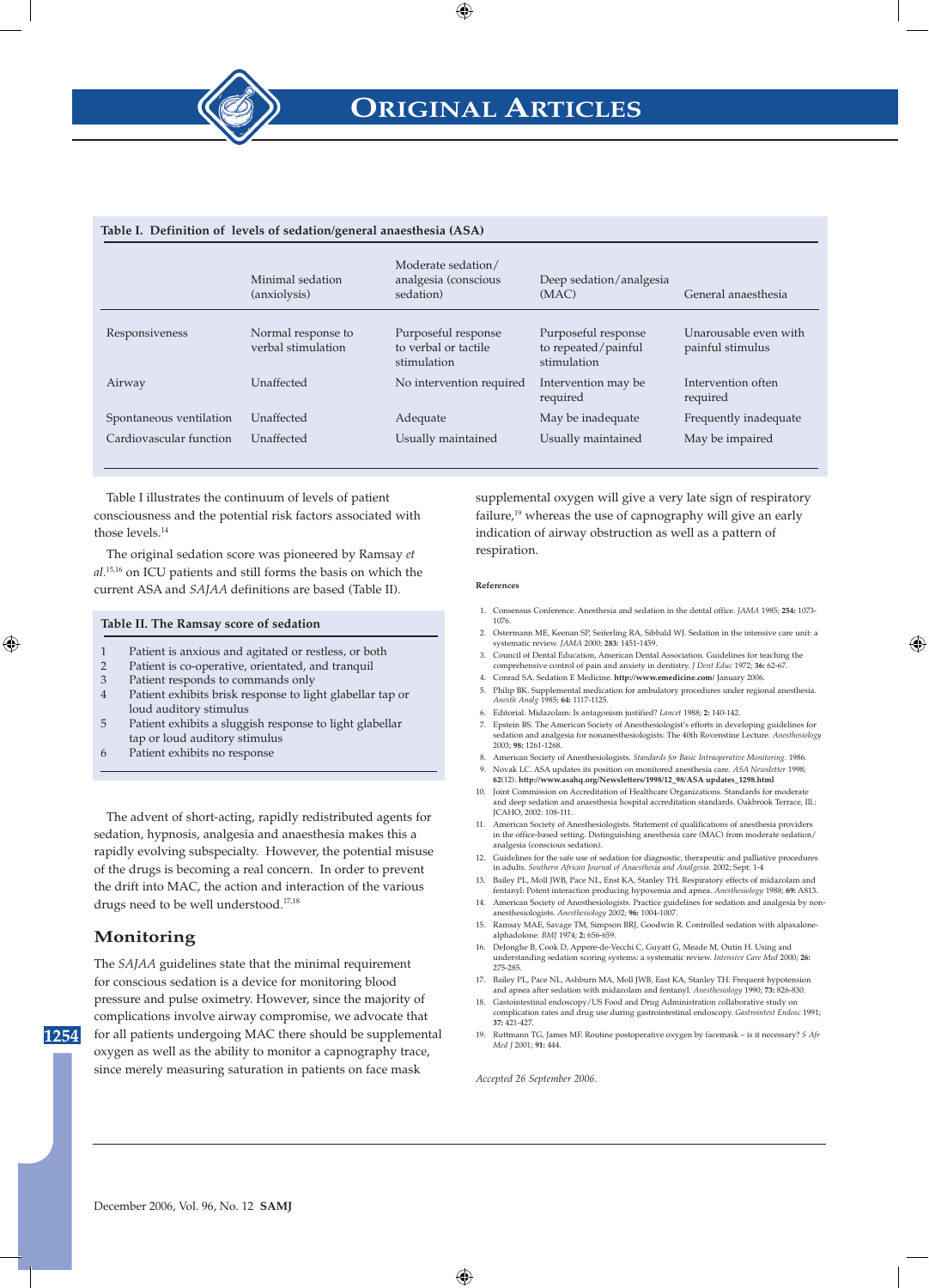**Table I. Definition of levels of sedation/general anaesthesia (ASA)**

| | Minimal sedation (anxiolysis) | Moderate sedation/ analgesia (conscious sedation) | Deep sedation/analgesia (MAC) | General anaesthesia |
|---|---|---|---|---|
| Responsiveness | Normal response to verbal stimulation | Purposeful response to verbal or tactile stimulation | Purposeful response to repeated/painful stimulation | Unarousable even with painful stimulus |
| Airway | Unaffected | No intervention required | Intervention may be required | Intervention often required |
| Spontaneous ventilation | Unaffected | Adequate | May be inadequate | Frequently inadequate |
| Cardiovascular function | Unaffected | Usually maintained | Usually maintained | May be impaired |

Table I illustrates the continuum of levels of patient consciousness and the potential risk factors associated with those levels.[14]

The original sedation score was pioneered by Ramsay *et al*.[15,16] on ICU patients and still forms the basis on which the current ASA and *SAJAA* definitions are based (Table II).

**Table II. The Ramsay score of sedation**

| | |
|---|---|
| 1 | Patient is anxious and agitated or restless, or both |
| 2 | Patient is co-operative, orientated, and tranquil |
| 3 | Patient responds to commands only |
| 4 | Patient exhibits brisk response to light glabellar tap or loud auditory stimulus |
| 5 | Patient exhibits a sluggish response to light glabellar tap or loud auditory stimulus |
| 6 | Patient exhibits no response |

The advent of short-acting, rapidly redistributed agents for sedation, hypnosis, analgesia and anaesthesia makes this a rapidly evolving subspecialty. However, the potential misuse of the drugs is becoming a real concern. In order to prevent the drift into MAC, the action and interaction of the various drugs need to be well understood.[17,18]

## Monitoring

The *SAJAA* guidelines state that the minimal requirement for conscious sedation is a device for monitoring blood pressure and pulse oximetry. However, since the majority of complications involve airway compromise, we advocate that for all patients undergoing MAC there should be supplemental oxygen as well as the ability to monitor a capnography trace, since merely measuring saturation in patients on face mask supplemental oxygen will give a very late sign of respiratory failure,[19] whereas the use of capnography will give an early indication of airway obstruction as well as a pattern of respiration.

### References

1. Consensus Conference. Anesthesia and sedation in the dental office. *JAMA* 1985; **254:** 1073-1076.
2. Ostermann ME, Keenan SP, Seiferling RA, Sibbald WJ. Sedation in the intensive care unit: a systematic review. *JAMA* 2000; **283:** 1451-1459.
3. Council of Dental Education, American Dental Association. Guidelines for teaching the comprehensive control of pain and anxiety in dentistry. *J Dent Educ* 1972; **36:** 62-67.
4. Conrad SA. Sedation E Medicine. **http://www.emedicine.com/** January 2006.
5. Philip BK. Supplemental medication for ambulatory procedures under regional anesthesia. *Anesth Analg* 1985; **64:** 1117-1125.
6. Editorial. Midazolam: Is antagonism justified? *Lancet* 1988; **2:** 140-142.
7. Epstein BS. The American Society of Anesthesiologist's efforts in developing guidelines for sedation and analgesia for nonanesthesiologists: The 40th Rovenstine Lecture. *Anesthesiology* 2003; **98:** 1261-1268.
8. American Society of Anesthesiologists. *Standards for Basic Intraoperative Monitoring*. 1986.
9. Novak LC. ASA updates its position on monitored anesthesia care. *ASA Newsletter* 1998; **62**(12). **http://www.asahq.org/Newsletters/1998/12_98/ASA updates_1298.html**
10. Joint Commission on Accreditation of Healthcare Organizations. Standards for moderate and deep sedation and anaesthesia hospital accreditation standards. Oakbrook Terrace, Ill.: JCAHO, 2002: 108-111.
11. American Society of Anesthesiologists. Statement of qualifications of anesthesia providers in the office-based setting. Distinguishing anesthesia care (MAC) from moderate sedation/analgesia (conscious sedation).
12. Guidelines for the safe use of sedation for diagnostic, therapeutic and palliative procedures in adults. *Southern African Journal of Anaesthesia and Analgesia.* 2002; Sept: 1-4
13. Bailey PL, Moll JWB, Pace NL, Enst KA, Stanley TH. Respiratory effects of midazolam and fentanyl: Potent interaction producing hypoxemia and apnea. *Anesthesiology* 1988; **69:** A813.
14. American Society of Anesthesiologists. Practice guidelines for sedation and analgesia by non-anesthesiologists. *Anesthesiology* 2002; **96:** 1004-1007.
15. Ramsay MAE, Savage TM, Simpson BRJ, Goodwin R. Controlled sedation with alpaxalone-alphadolone. *BMJ* 1974; **2:** 656-659.
16. DeJonghe B, Cook D, Appere-de-Vecchi C, Guyatt G, Meade M, Outin H. Using and understanding sedation scoring systems: a systematic review. *Intensive Care Med* 2000; **26:** 275-285.
17. Bailey PL, Pace NL, Ashburn MA, Moll JWB, East KA, Stanley TH. Frequent hypotension and apnea after sedation with midazolam and fentanyl. *Anesthesiology* 1990; **73:** 826-830.
18. Gastrointestinal endoscopy/US Food and Drug Administration collaborative study on complication rates and drug use during gastrointestinal endoscopy. *Gastrointest Endosc* 1991; **37:** 421-427.
19. Ruttmann TG, James MF. Routine postoperative oxygen by facemask – is it necessary? *S Afr Med J* 2001; **91:** 444.

*Accepted 26 September 2006.*